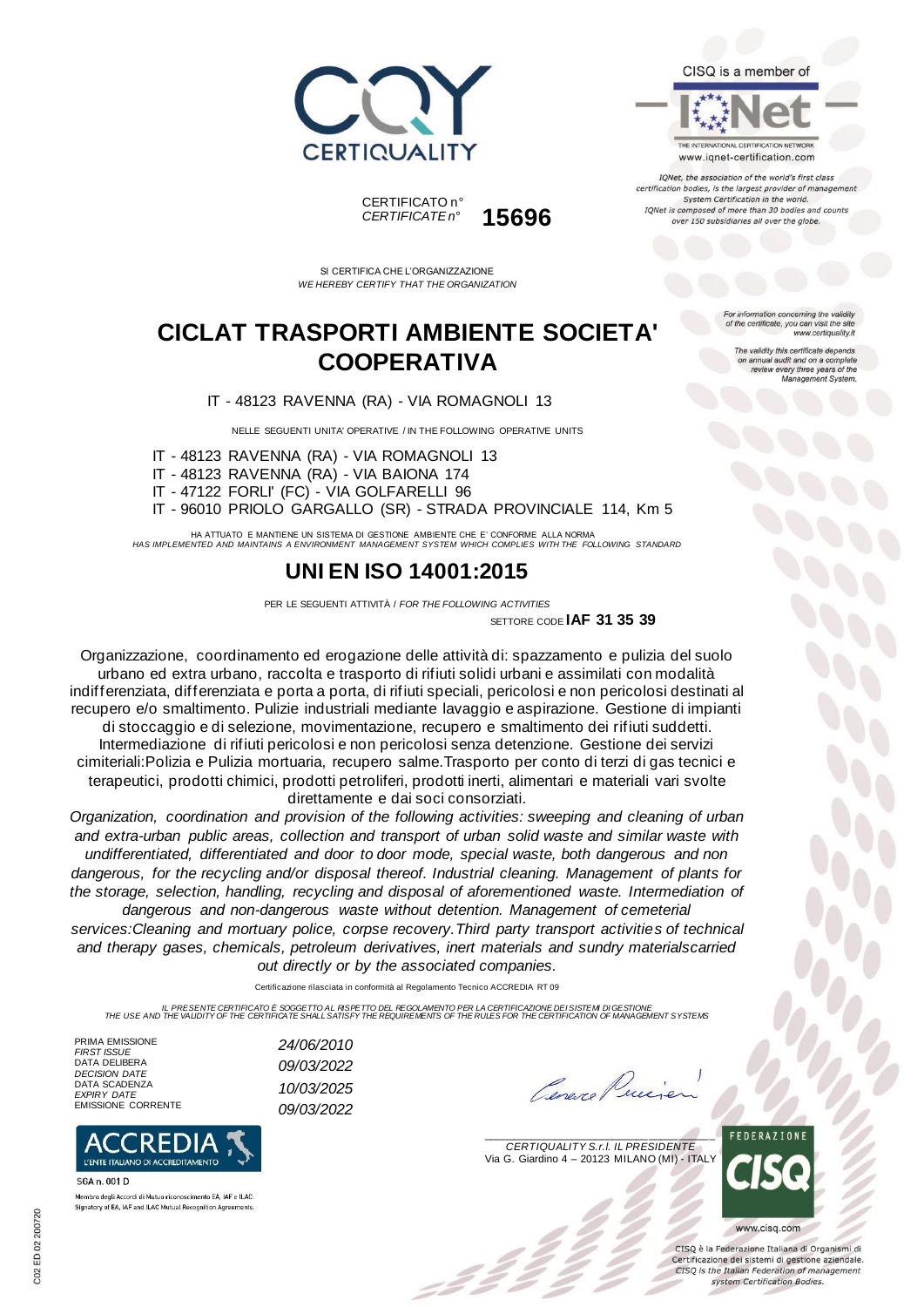CERTIQUALITY

CISQ is a member of

IQNet
THE INTERNATIONAL CERTIFICATION NETWORK
www.iqnet-certification.com

*IQNet, the association of the world's first class certification bodies, is the largest provider of management System Certification in the world. IQNet is composed of more than 30 bodies and counts over 150 subsidiaries all over the globe.*

CERTIFICATO n°
*CERTIFICATE n°* **15696**

SI CERTIFICA CHE L'ORGANIZZAZIONE
*WE HEREBY CERTIFY THAT THE ORGANIZATION*

*For information concerning the validity of the certificate, you can visit the site www.certiquality.it*

*The validity this certificate depends on annual audit and on a complete review every three years of the Management System.*

# CICLAT TRASPORTI AMBIENTE SOCIETA' COOPERATIVA

IT - 48123 RAVENNA (RA) - VIA ROMAGNOLI 13

NELLE SEGUENTI UNITA' OPERATIVE / IN THE FOLLOWING OPERATIVE UNITS

IT - 48123 RAVENNA (RA) - VIA ROMAGNOLI 13
IT - 48123 RAVENNA (RA) - VIA BAIONA 174
IT - 47122 FORLI' (FC) - VIA GOLFARELLI 96
IT - 96010 PRIOLO GARGALLO (SR) - STRADA PROVINCIALE 114, Km 5

HA ATTUATO E MANTIENE UN SISTEMA DI GESTIONE AMBIENTE CHE E' CONFORME ALLA NORMA
*HAS IMPLEMENTED AND MAINTAINS A ENVIRONMENT MANAGEMENT SYSTEM WHICH COMPLIES WITH THE FOLLOWING STANDARD*

## UNI EN ISO 14001:2015

PER LE SEGUENTI ATTIVITÀ / *FOR THE FOLLOWING ACTIVITIES*

SETTORE CODE **IAF 31 35 39**

Organizzazione, coordinamento ed erogazione delle attività di: spazzamento e pulizia del suolo urbano ed extra urbano, raccolta e trasporto di rifiuti solidi urbani e assimilati con modalità indifferenziata, differenziata e porta a porta, di rifiuti speciali, pericolosi e non pericolosi destinati al recupero e/o smaltimento. Pulizie industriali mediante lavaggio e aspirazione. Gestione di impianti di stoccaggio e di selezione, movimentazione, recupero e smaltimento dei rifiuti suddetti. Intermediazione di rifiuti pericolosi e non pericolosi senza detenzione. Gestione dei servizi cimiteriali:Polizia e Pulizia mortuaria, recupero salme.Trasporto per conto di terzi di gas tecnici e terapeutici, prodotti chimici, prodotti petroliferi, prodotti inerti, alimentari e materiali vari svolte direttamente e dai soci consorziati.

*Organization, coordination and provision of the following activities: sweeping and cleaning of urban and extra-urban public areas, collection and transport of urban solid waste and similar waste with undifferentiated, differentiated and door to door mode, special waste, both dangerous and non dangerous, for the recycling and/or disposal thereof. Industrial cleaning. Management of plants for the storage, selection, handling, recycling and disposal of aforementioned waste. Intermediation of dangerous and non-dangerous waste without detention. Management of cemeterial services:Cleaning and mortuary police, corpse recovery.Third party transport activities of technical and therapy gases, chemicals, petroleum derivatives, inert materials and sundry materialscarried out directly or by the associated companies.*

Certificazione rilasciata in conformità al Regolamento Tecnico ACCREDIA RT 09

*IL PRESENTE CERTIFICATO È SOGGETTO AL RISPETTO DEL REGOLAMENTO PER LA CERTIFICAZIONE DEI SISTEMI DI GESTIONE*
*THE USE AND THE VALIDITY OF THE CERTIFICATE SHALL SATISFY THE REQUIREMENTS OF THE RULES FOR THE CERTIFICATION OF MANAGEMENT SYSTEMS*

PRIMA EMISSIONE / *FIRST ISSUE*: *24/06/2010*
DATA DELIBERA / *DECISION DATE*: *09/03/2022*
DATA SCADENZA / *EXPIRY DATE*: *10/03/2025*
EMISSIONE CORRENTE: *09/03/2022*

ACCREDIA
L'ENTE ITALIANO DI ACCREDITAMENTO

SGA n. 001 D

Membro degli Accordi di Mutuo riconoscimento EA, IAF e ILAC
Signatory of EA, IAF and ILAC Mutual Recognition Agreements.

*CERTIQUALITY S.r.l. IL PRESIDENTE*
Via G. Giardino 4 – 20123 MILANO (MI) - ITALY

FEDERAZIONE CISQ
www.cisq.com

CISQ è la Federazione Italiana di Organismi di Certificazione dei sistemi di gestione aziendale.
*CISQ is the Italian Federation of management system Certification Bodies.*

C02 ED 02 200720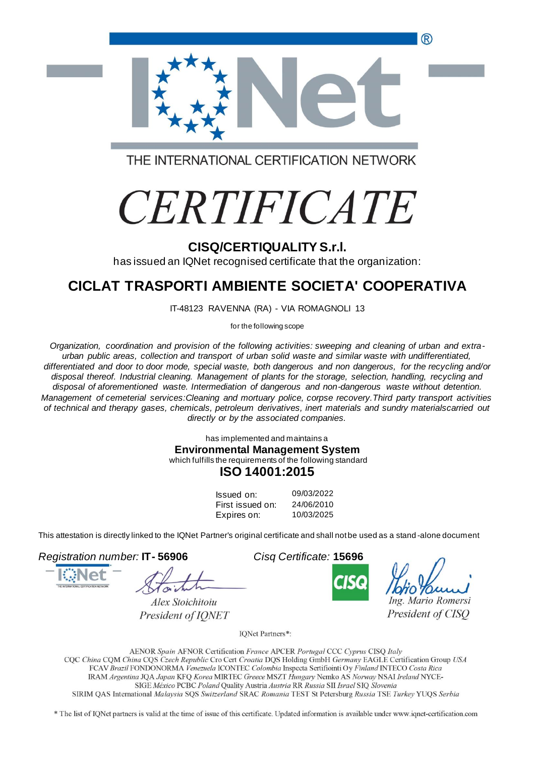THE INTERNATIONAL CERTIFICATION NETWORK

# CERTIFICATE

## CISQ/CERTIQUALITY S.r.l.

has issued an IQNet recognised certificate that the organization:

## CICLAT TRASPORTI AMBIENTE SOCIETA' COOPERATIVA

IT-48123 RAVENNA (RA) - VIA ROMAGNOLI 13

for the following scope

*Organization, coordination and provision of the following activities: sweeping and cleaning of urban and extra-urban public areas, collection and transport of urban solid waste and similar waste with undifferentiated, differentiated and door to door mode, special waste, both dangerous and non dangerous, for the recycling and/or disposal thereof. Industrial cleaning. Management of plants for the storage, selection, handling, recycling and disposal of aforementioned waste. Intermediation of dangerous and non-dangerous waste without detention. Management of cemeterial services:Cleaning and mortuary police, corpse recovery.Third party transport activities of technical and therapy gases, chemicals, petroleum derivatives, inert materials and sundry materialscarried out directly or by the associated companies.*

has implemented and maintains a

**Environmental Management System**

which fulfills the requirements of the following standard

**ISO 14001:2015**

| | |
|---|---|
| Issued on: | 09/03/2022 |
| First issued on: | 24/06/2010 |
| Expires on: | 10/03/2025 |

This attestation is directly linked to the IQNet Partner's original certificate and shall not be used as a stand-alone document

*Registration number:* **IT- 56906**

*Cisq Certificate:* **15696**

*Alex Stoichitoiu*
*President of IQNET*

*Ing. Mario Romersi*
*President of CISQ*

IQNet Partners*:

AENOR *Spain* AFNOR Certification *France* APCER *Portugal* CCC *Cyprus* CISQ *Italy*
CQC *China* CQM *China* CQS *Czech Republic* Cro Cert *Croatia* DQS Holding GmbH *Germany* EAGLE Certification Group *USA*
FCAV *Brazil* FONDONORMA *Venezuela* ICONTEC *Colombia* Inspecta Sertifiointi Oy *Finland* INTECO *Costa Rica*
IRAM *Argentina* JQA *Japan* KFQ *Korea* MIRTEC *Greece* MSZT *Hungary* Nemko AS *Norway* NSAI *Ireland* NYCE-SIGE *México* PCBC *Poland* Quality Austria *Austria* RR *Russia* SII *Israel* SIQ *Slovenia*
SIRIM QAS International *Malaysia* SQS *Switzerland* SRAC *Romania* TEST St Petersburg *Russia* TSE *Turkey* YUQS *Serbia*

\* The list of IQNet partners is valid at the time of issue of this certificate. Updated information is available under www.iqnet-certification.com